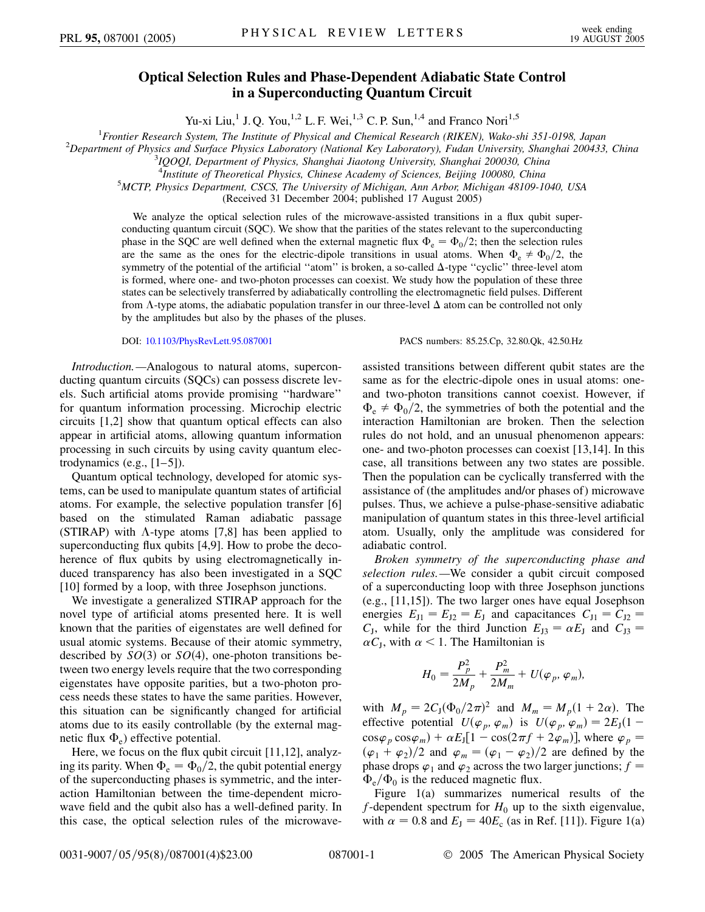# Optical Selection Rules and Phase-Dependent Adiabatic State Control in a Superconducting Quantum Circuit

Yu-xi Liu,[1] J. Q. You,[1,2] L. F. Wei,[1,3] C. P. Sun,[1,4] and Franco Nori[1,5]

[1]*Frontier Research System, The Institute of Physical and Chemical Research (RIKEN), Wako-shi 351-0198, Japan*
[2]*Department of Physics and Surface Physics Laboratory (National Key Laboratory), Fudan University, Shanghai 200433, China*
[3]*IQOQI, Department of Physics, Shanghai Jiaotong University, Shanghai 200030, China*
[4]*Institute of Theoretical Physics, Chinese Academy of Sciences, Beijing 100080, China*
[5]*MCTP, Physics Department, CSCS, The University of Michigan, Ann Arbor, Michigan 48109-1040, USA*
(Received 31 December 2004; published 17 August 2005)

We analyze the optical selection rules of the microwave-assisted transitions in a flux qubit superconducting quantum circuit (SQC). We show that the parities of the states relevant to the superconducting phase in the SQC are well defined when the external magnetic flux $\Phi_e = \Phi_0/2$; then the selection rules are the same as the ones for the electric-dipole transitions in usual atoms. When $\Phi_e \neq \Phi_0/2$, the symmetry of the potential of the artificial "atom" is broken, a so-called $\Delta$-type "cyclic" three-level atom is formed, where one- and two-photon processes can coexist. We study how the population of these three states can be selectively transferred by adiabatically controlling the electromagnetic field pulses. Different from $\Lambda$-type atoms, the adiabatic population transfer in our three-level $\Delta$ atom can be controlled not only by the amplitudes but also by the phases of the pluses.

DOI: 10.1103/PhysRevLett.95.087001 PACS numbers: 85.25.Cp, 32.80.Qk, 42.50.Hz

*Introduction.*—Analogous to natural atoms, superconducting quantum circuits (SQCs) can possess discrete levels. Such artificial atoms provide promising "hardware" for quantum information processing. Microchip electric circuits [1,2] show that quantum optical effects can also appear in artificial atoms, allowing quantum information processing in such circuits by using cavity quantum electrodynamics (e.g., [1–5]).

Quantum optical technology, developed for atomic systems, can be used to manipulate quantum states of artificial atoms. For example, the selective population transfer [6] based on the stimulated Raman adiabatic passage (STIRAP) with $\Lambda$-type atoms [7,8] has been applied to superconducting flux qubits [4,9]. How to probe the decoherence of flux qubits by using electromagnetically induced transparency has also been investigated in a SQC [10] formed by a loop, with three Josephson junctions.

We investigate a generalized STIRAP approach for the novel type of artificial atoms presented here. It is well known that the parities of eigenstates are well defined for usual atomic systems. Because of their atomic symmetry, described by $SO(3)$ or $SO(4)$, one-photon transitions between two energy levels require that the two corresponding eigenstates have opposite parities, but a two-photon process needs these states to have the same parities. However, this situation can be significantly changed for artificial atoms due to its easily controllable (by the external magnetic flux $\Phi_e$) effective potential.

Here, we focus on the flux qubit circuit [11,12], analyzing its parity. When $\Phi_e = \Phi_0/2$, the qubit potential energy of the superconducting phases is symmetric, and the interaction Hamiltonian between the time-dependent microwave field and the qubit also has a well-defined parity. In this case, the optical selection rules of the microwave-assisted transitions between different qubit states are the same as for the electric-dipole ones in usual atoms: one- and two-photon transitions cannot coexist. However, if $\Phi_e \neq \Phi_0/2$, the symmetries of both the potential and the interaction Hamiltonian are broken. Then the selection rules do not hold, and an unusual phenomenon appears: one- and two-photon processes can coexist [13,14]. In this case, all transitions between any two states are possible. Then the population can be cyclically transferred with the assistance of (the amplitudes and/or phases of) microwave pulses. Thus, we achieve a pulse-phase-sensitive adiabatic manipulation of quantum states in this three-level artificial atom. Usually, only the amplitude was considered for adiabatic control.

*Broken symmetry of the superconducting phase and selection rules.*—We consider a qubit circuit composed of a superconducting loop with three Josephson junctions (e.g., [11,15]). The two larger ones have equal Josephson energies $E_{J1} = E_{J2} = E_J$ and capacitances $C_{J1} = C_{J2} = C_J$, while for the third Junction $E_{J3} = \alpha E_J$ and $C_{J3} = \alpha C_J$, with $\alpha < 1$. The Hamiltonian is

$$H_0 = \frac{P_p^2}{2M_p} + \frac{P_m^2}{2M_m} + U(\varphi_p, \varphi_m),$$

with $M_p = 2C_J(\Phi_0/2\pi)^2$ and $M_m = M_p(1 + 2\alpha)$. The effective potential $U(\varphi_p, \varphi_m)$ is $U(\varphi_p, \varphi_m) = 2E_J(1 - \cos\varphi_p \cos\varphi_m) + \alpha E_J[1 - \cos(2\pi f + 2\varphi_m)]$, where $\varphi_p = (\varphi_1 + \varphi_2)/2$ and $\varphi_m = (\varphi_1 - \varphi_2)/2$ are defined by the phase drops $\varphi_1$ and $\varphi_2$ across the two larger junctions; $f = \Phi_e/\Phi_0$ is the reduced magnetic flux.

Figure 1(a) summarizes numerical results of the $f$-dependent spectrum for $H_0$ up to the sixth eigenvalue, with $\alpha = 0.8$ and $E_J = 40E_c$ (as in Ref. [11]). Figure 1(a)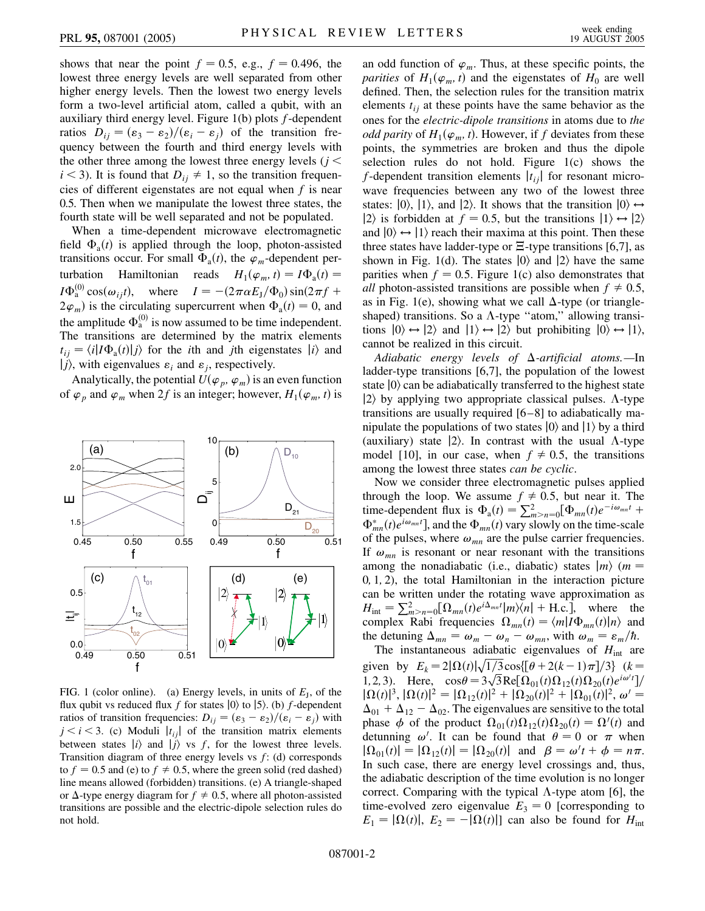shows that near the point $f = 0.5$, e.g., $f = 0.496$, the lowest three energy levels are well separated from other higher energy levels. Then the lowest two energy levels form a two-level artificial atom, called a qubit, with an auxiliary third energy level. Figure 1(b) plots $f$-dependent ratios $D_{ij} = (\varepsilon_3 - \varepsilon_2)/(\varepsilon_i - \varepsilon_j)$ of the transition frequency between the fourth and third energy levels with the other three among the lowest three energy levels ($j < i < 3$). It is found that $D_{ij} \neq 1$, so the transition frequencies of different eigenstates are not equal when $f$ is near 0.5. Then when we manipulate the lowest three states, the fourth state will be well separated and not be populated.

When a time-dependent microwave electromagnetic field $\Phi_a(t)$ is applied through the loop, photon-assisted transitions occur. For small $\Phi_a(t)$, the $\varphi_m$-dependent perturbation Hamiltonian reads $H_1(\varphi_m, t) = I\Phi_a(t) = I\Phi_a^{(0)} \cos(\omega_{ij}t)$, where $I = -(2\pi\alpha E_J/\Phi_0)\sin(2\pi f + 2\varphi_m)$ is the circulating supercurrent when $\Phi_a(t) = 0$, and the amplitude $\Phi_a^{(0)}$ is now assumed to be time independent. The transitions are determined by the matrix elements $t_{ij} = \langle i|I\Phi_a(t)|j\rangle$ for the $i$th and $j$th eigenstates $|i\rangle$ and $|j\rangle$, with eigenvalues $\varepsilon_i$ and $\varepsilon_j$, respectively.

Analytically, the potential $U(\varphi_p, \varphi_m)$ is an even function of $\varphi_p$ and $\varphi_m$ when $2f$ is an integer; however, $H_1(\varphi_m, t)$ is an odd function of $\varphi_m$. Thus, at these specific points, the *parities* of $H_1(\varphi_m, t)$ and the eigenstates of $H_0$ are well defined. Then, the selection rules for the transition matrix elements $t_{ij}$ at these points have the same behavior as the ones for the *electric-dipole transitions* in atoms due to *the odd parity* of $H_1(\varphi_m, t)$. However, if $f$ deviates from these points, the symmetries are broken and thus the dipole selection rules do not hold. Figure 1(c) shows the $f$-dependent transition elements $|t_{ij}|$ for resonant microwave frequencies between any two of the lowest three states: $|0\rangle$, $|1\rangle$, and $|2\rangle$. It shows that the transition $|0\rangle \leftrightarrow |2\rangle$ is forbidden at $f = 0.5$, but the transitions $|1\rangle \leftrightarrow |2\rangle$ and $|0\rangle \leftrightarrow |1\rangle$ reach their maxima at this point. Then these three states have ladder-type or $\Xi$-type transitions [6,7], as shown in Fig. 1(d). The states $|0\rangle$ and $|2\rangle$ have the same parities when $f = 0.5$. Figure 1(c) also demonstrates that *all* photon-assisted transitions are possible when $f \neq 0.5$, as in Fig. 1(e), showing what we call $\Delta$-type (or triangle-shaped) transitions. So a $\Lambda$-type "atom," allowing transitions $|0\rangle \leftrightarrow |2\rangle$ and $|1\rangle \leftrightarrow |2\rangle$ but prohibiting $|0\rangle \leftrightarrow |1\rangle$, cannot be realized in this circuit.

FIG. 1 (color online). (a) Energy levels, in units of $E_J$, of the flux qubit vs reduced flux $f$ for states $|0\rangle$ to $|5\rangle$. (b) $f$-dependent ratios of transition frequencies: $D_{ij} = (\varepsilon_3 - \varepsilon_2)/(\varepsilon_i - \varepsilon_j)$ with $j < i < 3$. (c) Moduli $|t_{ij}|$ of the transition matrix elements between states $|i\rangle$ and $|j\rangle$ vs $f$, for the lowest three levels. Transition diagram of three energy levels vs $f$: (d) corresponds to $f = 0.5$ and (e) to $f \neq 0.5$, where the green solid (red dashed) line means allowed (forbidden) transitions. (e) A triangle-shaped or $\Delta$-type energy diagram for $f \neq 0.5$, where all photon-assisted transitions are possible and the electric-dipole selection rules do not hold.

*Adiabatic energy levels of $\Delta$-artificial atoms.*—In ladder-type transitions [6,7], the population of the lowest state $|0\rangle$ can be adiabatically transferred to the highest state $|2\rangle$ by applying two appropriate classical pulses. $\Lambda$-type transitions are usually required [6–8] to adiabatically manipulate the populations of two states $|0\rangle$ and $|1\rangle$ by a third (auxiliary) state $|2\rangle$. In contrast with the usual $\Lambda$-type model [10], in our case, when $f \neq 0.5$, the transitions among the lowest three states *can be cyclic*.

Now we consider three electromagnetic pulses applied through the loop. We assume $f \neq 0.5$, but near it. The time-dependent flux is $\Phi_a(t) = \sum_{m>n=0}^{2}[\Phi_{mn}(t)e^{-i\omega_{mn}t} + \Phi_{mn}^*(t)e^{i\omega_{mn}t}]$, and the $\Phi_{mn}(t)$ vary slowly on the time-scale of the pulses, where $\omega_{mn}$ are the pulse carrier frequencies. If $\omega_{mn}$ is resonant or near resonant with the transitions among the nonadiabatic (i.e., diabatic) states $|m\rangle$ ($m = 0, 1, 2$), the total Hamiltonian in the interaction picture can be written under the rotating wave approximation as $H_{\rm int} = \sum_{m>n=0}^{2}[\Omega_{mn}(t)e^{i\Delta_{mn}t}|m\rangle\langle n| + \text{H.c.}]$, where the complex Rabi frequencies $\Omega_{mn}(t) = \langle m|I\Phi_{mn}(t)|n\rangle$ and the detuning $\Delta_{mn} = \omega_m - \omega_n - \omega_{mn}$, with $\omega_m = \varepsilon_m/\hbar$.

The instantaneous adiabatic eigenvalues of $H_{\rm int}$ are given by $E_k = 2|\Omega(t)|\sqrt{1/3}\cos\{[\theta + 2(k-1)\pi]/3\}$ ($k = 1, 2, 3$). Here, $\cos\theta = 3\sqrt{3}\,\text{Re}[\Omega_{01}(t)\Omega_{12}(t)\Omega_{20}(t)e^{i\omega' t}]/|\Omega(t)|^3$, $|\Omega(t)|^2 = |\Omega_{12}(t)|^2 + |\Omega_{20}(t)|^2 + |\Omega_{01}(t)|^2$, $\omega' = \Delta_{01} + \Delta_{12} - \Delta_{02}$. The eigenvalues are sensitive to the total phase $\phi$ of the product $\Omega_{01}(t)\Omega_{12}(t)\Omega_{20}(t) = \Omega'(t)$ and detunning $\omega'$. It can be found that $\theta = 0$ or $\pi$ when $|\Omega_{01}(t)| = |\Omega_{12}(t)| = |\Omega_{20}(t)|$ and $\beta = \omega' t + \phi = n\pi$. In such case, there are energy level crossings and, thus, the adiabatic description of the time evolution is no longer correct. Comparing with the typical $\Lambda$-type atom [6], the time-evolved zero eigenvalue $E_3 = 0$ [corresponding to $E_1 = |\Omega(t)|$, $E_2 = -|\Omega(t)|$] can also be found for $H_{\rm int}$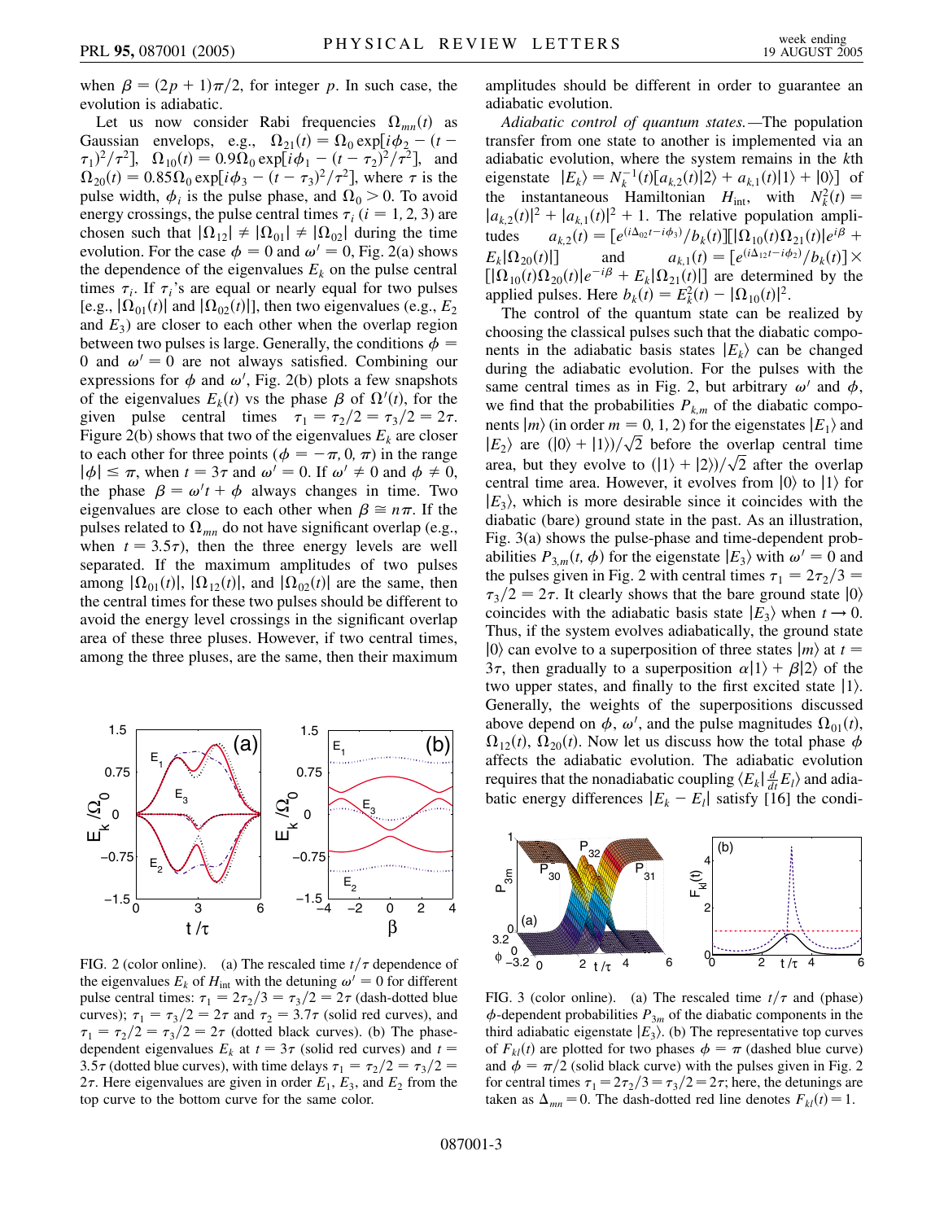when $\beta = (2p+1)\pi/2$, for integer $p$. In such case, the evolution is adiabatic.

Let us now consider Rabi frequencies $\Omega_{mn}(t)$ as Gaussian envelops, e.g., $\Omega_{21}(t) = \Omega_0 \exp[i\phi_2 - (t-\tau_1)^2/\tau^2]$, $\Omega_{10}(t) = 0.9\Omega_0 \exp[i\phi_1 - (t-\tau_2)^2/\tau^2]$, and $\Omega_{20}(t) = 0.85\Omega_0 \exp[i\phi_3 - (t-\tau_3)^2/\tau^2]$, where $\tau$ is the pulse width, $\phi_i$ is the pulse phase, and $\Omega_0 > 0$. To avoid energy crossings, the pulse central times $\tau_i$ ($i = 1, 2, 3$) are chosen such that $|\Omega_{12}| \neq |\Omega_{01}| \neq |\Omega_{02}|$ during the time evolution. For the case $\phi = 0$ and $\omega' = 0$, Fig. 2(a) shows the dependence of the eigenvalues $E_k$ on the pulse central times $\tau_i$. If $\tau_i$'s are equal or nearly equal for two pulses [e.g., $|\Omega_{01}(t)|$ and $|\Omega_{02}(t)|$], then two eigenvalues (e.g., $E_2$ and $E_3$) are closer to each other when the overlap region between two pulses is large. Generally, the conditions $\phi = 0$ and $\omega' = 0$ are not always satisfied. Combining our expressions for $\phi$ and $\omega'$, Fig. 2(b) plots a few snapshots of the eigenvalues $E_k(t)$ vs the phase $\beta$ of $\Omega'(t)$, for the given pulse central times $\tau_1 = \tau_2/2 = \tau_3/2 = 2\tau$. Figure 2(b) shows that two of the eigenvalues $E_k$ are closer to each other for three points ($\phi = -\pi, 0, \pi$) in the range $|\phi| \leq \pi$, when $t = 3\tau$ and $\omega' = 0$. If $\omega' \neq 0$ and $\phi \neq 0$, the phase $\beta = \omega' t + \phi$ always changes in time. Two eigenvalues are close to each other when $\beta \cong n\pi$. If the pulses related to $\Omega_{mn}$ do not have significant overlap (e.g., when $t = 3.5\tau$), then the three energy levels are well separated. If the maximum amplitudes of two pulses among $|\Omega_{01}(t)|$, $|\Omega_{12}(t)|$, and $|\Omega_{02}(t)|$ are the same, then the central times for these two pulses should be different to avoid the energy level crossings in the significant overlap area of these three pluses. However, if two central times, among the three pluses, are the same, then their maximum amplitudes should be different in order to guarantee an adiabatic evolution.

*Adiabatic control of quantum states.*—The population transfer from one state to another is implemented via an adiabatic evolution, where the system remains in the $k$th eigenstate $|E_k\rangle = N_k^{-1}(t)[a_{k,2}(t)|2\rangle + a_{k,1}(t)|1\rangle + |0\rangle]$ of the instantaneous Hamiltonian $H_{\text{int}}$, with $N_k^2(t) = |a_{k,2}(t)|^2 + |a_{k,1}(t)|^2 + 1$. The relative population amplitudes $a_{k,2}(t) = [e^{(i\Delta_{02}t - i\phi_3)}/b_k(t)][|\Omega_{10}(t)\Omega_{21}(t)|e^{i\beta} + E_k|\Omega_{20}(t)|]$ and $a_{k,1}(t) = [e^{(i\Delta_{12}t - i\phi_2)}/b_k(t)] \times [|\Omega_{10}(t)\Omega_{20}(t)|e^{-i\beta} + E_k|\Omega_{21}(t)|]$ are determined by the applied pulses. Here $b_k(t) = E_k^2(t) - |\Omega_{10}(t)|^2$.

The control of the quantum state can be realized by choosing the classical pulses such that the diabatic components in the adiabatic basis states $|E_k\rangle$ can be changed during the adiabatic evolution. For the pulses with the same central times as in Fig. 2, but arbitrary $\omega'$ and $\phi$, we find that the probabilities $P_{k,m}$ of the diabatic components $|m\rangle$ (in order $m = 0, 1, 2$) for the eigenstates $|E_1\rangle$ and $|E_2\rangle$ are $(|0\rangle + |1\rangle)/\sqrt{2}$ before the overlap central time area, but they evolve to $(|1\rangle + |2\rangle)/\sqrt{2}$ after the overlap central time area. However, it evolves from $|0\rangle$ to $|1\rangle$ for $|E_3\rangle$, which is more desirable since it coincides with the diabatic (bare) ground state in the past. As an illustration, Fig. 3(a) shows the pulse-phase and time-dependent probabilities $P_{3,m}(t, \phi)$ for the eigenstate $|E_3\rangle$ with $\omega' = 0$ and the pulses given in Fig. 2 with central times $\tau_1 = 2\tau_2/3 = \tau_3/2 = 2\tau$. It clearly shows that the bare ground state $|0\rangle$ coincides with the adiabatic basis state $|E_3\rangle$ when $t \to 0$. Thus, if the system evolves adiabatically, the ground state $|0\rangle$ can evolve to a superposition of three states $|m\rangle$ at $t = 3\tau$, then gradually to a superposition $\alpha|1\rangle + \beta|2\rangle$ of the two upper states, and finally to the first excited state $|1\rangle$. Generally, the weights of the superpositions discussed above depend on $\phi$, $\omega'$, and the pulse magnitudes $\Omega_{01}(t)$, $\Omega_{12}(t)$, $\Omega_{20}(t)$. Now let us discuss how the total phase $\phi$ affects the adiabatic evolution. The adiabatic evolution requires that the nonadiabatic coupling $\langle E_k|\frac{d}{dt}E_l\rangle$ and adiabatic energy differences $|E_k - E_l|$ satisfy [16] the condi-

FIG. 2 (color online). (a) The rescaled time $t/\tau$ dependence of the eigenvalues $E_k$ of $H_{\text{int}}$ with the detuning $\omega' = 0$ for different pulse central times: $\tau_1 = 2\tau_2/3 = \tau_3/2 = 2\tau$ (dash-dotted blue curves); $\tau_1 = \tau_3/2 = 2\tau$ and $\tau_2 = 3.7\tau$ (solid red curves), and $\tau_1 = \tau_2/2 = \tau_3/2 = 2\tau$ (dotted black curves). (b) The phase-dependent eigenvalues $E_k$ at $t = 3\tau$ (solid red curves) and $t = 3.5\tau$ (dotted blue curves), with time delays $\tau_1 = \tau_2/2 = \tau_3/2 = 2\tau$. Here eigenvalues are given in order $E_1$, $E_3$, and $E_2$ from the top curve to the bottom curve for the same color.

FIG. 3 (color online). (a) The rescaled time $t/\tau$ and (phase) $\phi$-dependent probabilities $P_{3m}$ of the diabatic components in the third adiabatic eigenstate $|E_3\rangle$. (b) The representative top curves of $F_{kl}(t)$ are plotted for two phases $\phi = \pi$ (dashed blue curve) and $\phi = \pi/2$ (solid black curve) with the pulses given in Fig. 2 for central times $\tau_1 = 2\tau_2/3 = \tau_3/2 = 2\tau$; here, the detunings are taken as $\Delta_{mn} = 0$. The dash-dotted red line denotes $F_{kl}(t) = 1$.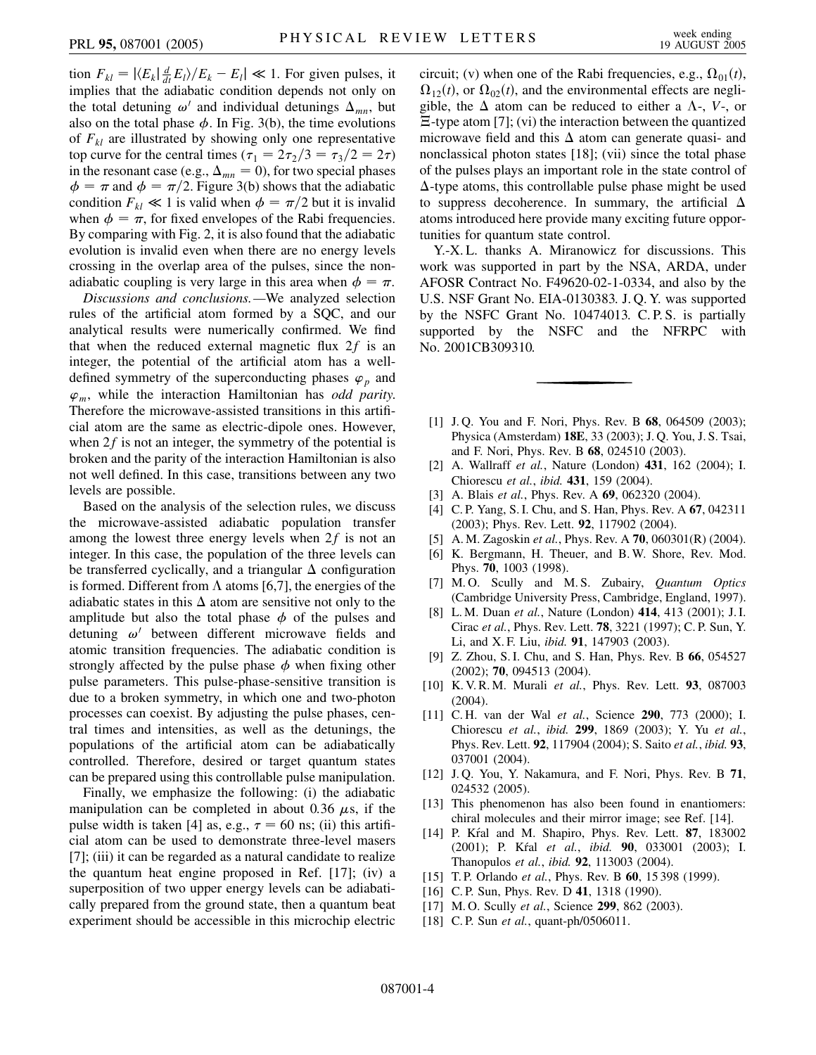tion $F_{kl} = |\langle E_k | \frac{d}{dt} E_l \rangle / E_k - E_l| \ll 1$. For given pulses, it implies that the adiabatic condition depends not only on the total detuning $\omega'$ and individual detunings $\Delta_{mn}$, but also on the total phase $\phi$. In Fig. 3(b), the time evolutions of $F_{kl}$ are illustrated by showing only one representative top curve for the central times ($\tau_1 = 2\tau_2/3 = \tau_3/2 = 2\tau$) in the resonant case (e.g., $\Delta_{mn} = 0$), for two special phases $\phi = \pi$ and $\phi = \pi/2$. Figure 3(b) shows that the adiabatic condition $F_{kl} \ll 1$ is valid when $\phi = \pi/2$ but it is invalid when $\phi = \pi$, for fixed envelopes of the Rabi frequencies. By comparing with Fig. 2, it is also found that the adiabatic evolution is invalid even when there are no energy levels crossing in the overlap area of the pulses, since the nonadiabatic coupling is very large in this area when $\phi = \pi$.

*Discussions and conclusions.*—We analyzed selection rules of the artificial atom formed by a SQC, and our analytical results were numerically confirmed. We find that when the reduced external magnetic flux $2f$ is an integer, the potential of the artificial atom has a well-defined symmetry of the superconducting phases $\varphi_p$ and $\varphi_m$, while the interaction Hamiltonian has *odd parity*. Therefore the microwave-assisted transitions in this artificial atom are the same as electric-dipole ones. However, when $2f$ is not an integer, the symmetry of the potential is broken and the parity of the interaction Hamiltonian is also not well defined. In this case, transitions between any two levels are possible.

Based on the analysis of the selection rules, we discuss the microwave-assisted adiabatic population transfer among the lowest three energy levels when $2f$ is not an integer. In this case, the population of the three levels can be transferred cyclically, and a triangular $\Delta$ configuration is formed. Different from $\Lambda$ atoms [6,7], the energies of the adiabatic states in this $\Delta$ atom are sensitive not only to the amplitude but also the total phase $\phi$ of the pulses and detuning $\omega'$ between different microwave fields and atomic transition frequencies. The adiabatic condition is strongly affected by the pulse phase $\phi$ when fixing other pulse parameters. This pulse-phase-sensitive transition is due to a broken symmetry, in which one and two-photon processes can coexist. By adjusting the pulse phases, central times and intensities, as well as the detunings, the populations of the artificial atom can be adiabatically controlled. Therefore, desired or target quantum states can be prepared using this controllable pulse manipulation.

Finally, we emphasize the following: (i) the adiabatic manipulation can be completed in about 0.36 $\mu$s, if the pulse width is taken [4] as, e.g., $\tau = 60$ ns; (ii) this artificial atom can be used to demonstrate three-level masers [7]; (iii) it can be regarded as a natural candidate to realize the quantum heat engine proposed in Ref. [17]; (iv) a superposition of two upper energy levels can be adiabatically prepared from the ground state, then a quantum beat experiment should be accessible in this microchip electric circuit; (v) when one of the Rabi frequencies, e.g., $\Omega_{01}(t)$, $\Omega_{12}(t)$, or $\Omega_{02}(t)$, and the environmental effects are negligible, the $\Delta$ atom can be reduced to either a $\Lambda$-, $V$-, or $\Xi$-type atom [7]; (vi) the interaction between the quantized microwave field and this $\Delta$ atom can generate quasi- and nonclassical photon states [18]; (vii) since the total phase of the pulses plays an important role in the state control of $\Delta$-type atoms, this controllable pulse phase might be used to suppress decoherence. In summary, the artificial $\Delta$ atoms introduced here provide many exciting future opportunities for quantum state control.

Y.-X. L. thanks A. Miranowicz for discussions. This work was supported in part by the NSA, ARDA, under AFOSR Contract No. F49620-02-1-0334, and also by the U.S. NSF Grant No. EIA-0130383. J. Q. Y. was supported by the NSFC Grant No. 10474013. C. P. S. is partially supported by the NSFC and the NFRPC with No. 2001CB309310.

---

[1] J. Q. You and F. Nori, Phys. Rev. B **68**, 064509 (2003); Physica (Amsterdam) **18E**, 33 (2003); J. Q. You, J. S. Tsai, and F. Nori, Phys. Rev. B **68**, 024510 (2003).

[2] A. Wallraff *et al.*, Nature (London) **431**, 162 (2004); I. Chiorescu *et al.*, *ibid.* **431**, 159 (2004).

[3] A. Blais *et al.*, Phys. Rev. A **69**, 062320 (2004).

[4] C. P. Yang, S. I. Chu, and S. Han, Phys. Rev. A **67**, 042311 (2003); Phys. Rev. Lett. **92**, 117902 (2004).

[5] A. M. Zagoskin *et al.*, Phys. Rev. A **70**, 060301(R) (2004).

[6] K. Bergmann, H. Theuer, and B. W. Shore, Rev. Mod. Phys. **70**, 1003 (1998).

[7] M. O. Scully and M. S. Zubairy, *Quantum Optics* (Cambridge University Press, Cambridge, England, 1997).

[8] L. M. Duan *et al.*, Nature (London) **414**, 413 (2001); J. I. Cirac *et al.*, Phys. Rev. Lett. **78**, 3221 (1997); C. P. Sun, Y. Li, and X. F. Liu, *ibid.* **91**, 147903 (2003).

[9] Z. Zhou, S. I. Chu, and S. Han, Phys. Rev. B **66**, 054527 (2002); **70**, 094513 (2004).

[10] K. V. R. M. Murali *et al.*, Phys. Rev. Lett. **93**, 087003 (2004).

[11] C. H. van der Wal *et al.*, Science **290**, 773 (2000); I. Chiorescu *et al.*, *ibid.* **299**, 1869 (2003); Y. Yu *et al.*, Phys. Rev. Lett. **92**, 117904 (2004); S. Saito *et al.*, *ibid.* **93**, 037001 (2004).

[12] J. Q. You, Y. Nakamura, and F. Nori, Phys. Rev. B **71**, 024532 (2005).

[13] This phenomenon has also been found in enantiomers: chiral molecules and their mirror image; see Ref. [14].

[14] P. Kŕal and M. Shapiro, Phys. Rev. Lett. **87**, 183002 (2001); P. Kŕal *et al.*, *ibid.* **90**, 033001 (2003); I. Thanopulos *et al.*, *ibid.* **92**, 113003 (2004).

[15] T. P. Orlando *et al.*, Phys. Rev. B **60**, 15 398 (1999).

[16] C. P. Sun, Phys. Rev. D **41**, 1318 (1990).

[17] M. O. Scully *et al.*, Science **299**, 862 (2003).

[18] C. P. Sun *et al.*, quant-ph/0506011.